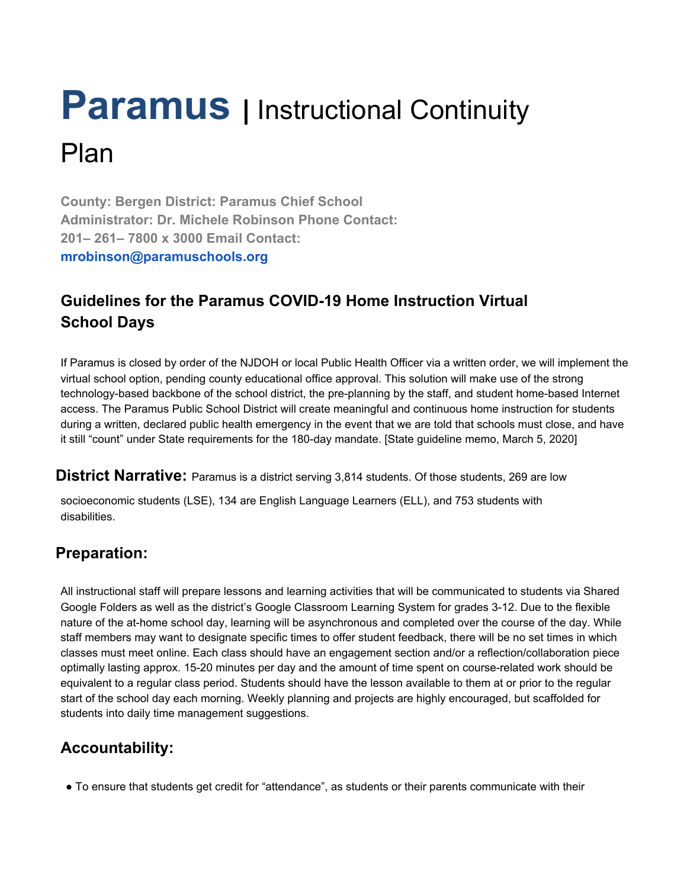# **Paramus** | Instructional Continuity Plan

**County: Bergen District: Paramus Chief School Administrator: Dr. Michele Robinson Phone Contact: 201– 261– 7800 x 3000 Email Contact: mrobinson@paramuschools.org**

## Guidelines for the Paramus COVID-19 Home Instruction Virtual School Days

If Paramus is closed by order of the NJDOH or local Public Health Officer via a written order, we will implement the virtual school option, pending county educational office approval. This solution will make use of the strong technology-based backbone of the school district, the pre-planning by the staff, and student home-based Internet access. The Paramus Public School District will create meaningful and continuous home instruction for students during a written, declared public health emergency in the event that we are told that schools must close, and have it still "count" under State requirements for the 180-day mandate. [State guideline memo, March 5, 2020]

**District Narrative:** Paramus is a district serving 3,814 students. Of those students, 269 are low socioeconomic students (LSE), 134 are English Language Learners (ELL), and 753 students with disabilities.

## Preparation:

All instructional staff will prepare lessons and learning activities that will be communicated to students via Shared Google Folders as well as the district's Google Classroom Learning System for grades 3-12. Due to the flexible nature of the at-home school day, learning will be asynchronous and completed over the course of the day. While staff members may want to designate specific times to offer student feedback, there will be no set times in which classes must meet online. Each class should have an engagement section and/or a reflection/collaboration piece optimally lasting approx. 15-20 minutes per day and the amount of time spent on course-related work should be equivalent to a regular class period. Students should have the lesson available to them at or prior to the regular start of the school day each morning. Weekly planning and projects are highly encouraged, but scaffolded for students into daily time management suggestions.

## Accountability:

- To ensure that students get credit for "attendance", as students or their parents communicate with their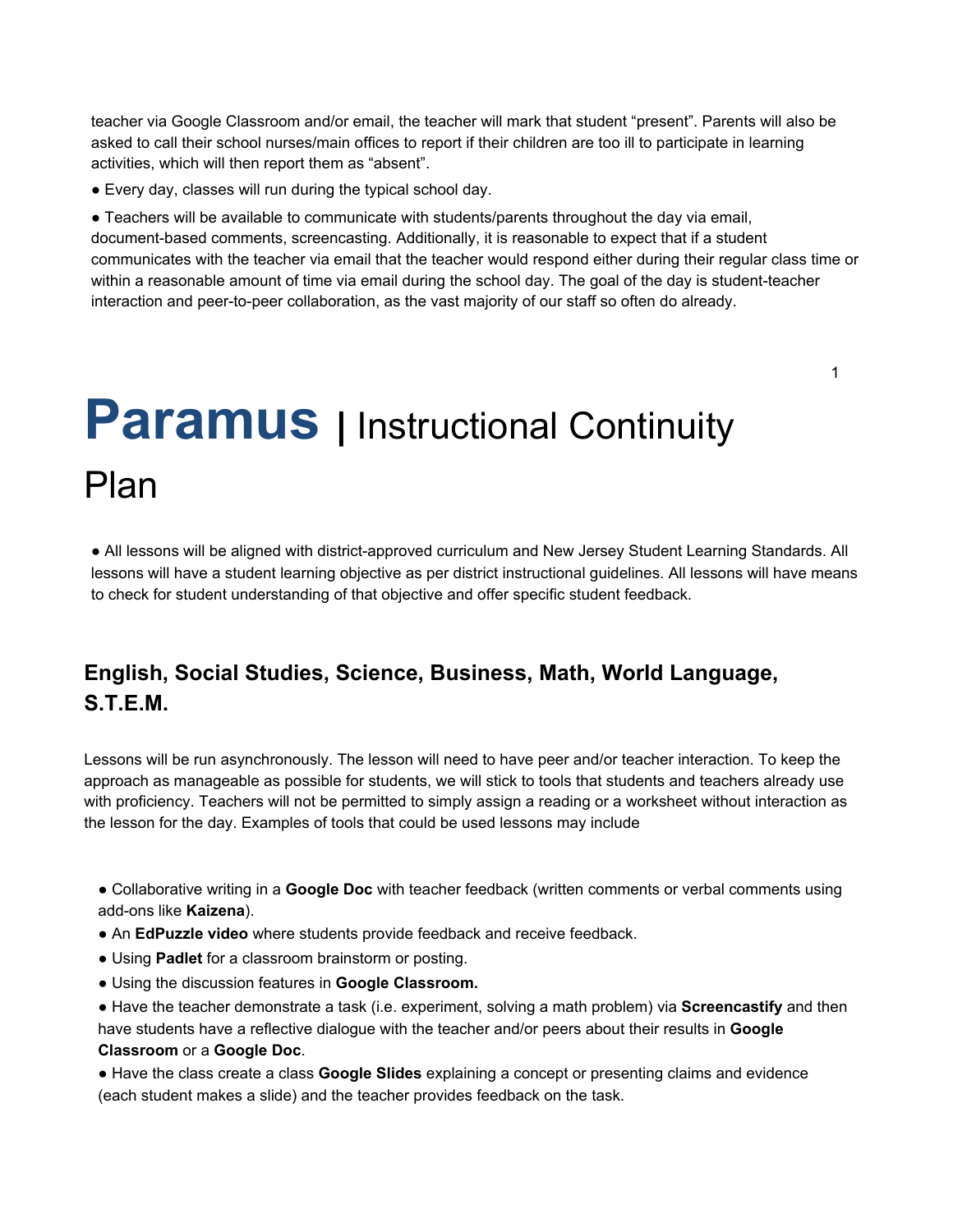teacher via Google Classroom and/or email, the teacher will mark that student "present". Parents will also be asked to call their school nurses/main offices to report if their children are too ill to participate in learning activities, which will then report them as "absent".

- Every day, classes will run during the typical school day.
- Teachers will be available to communicate with students/parents throughout the day via email, document-based comments, screencasting. Additionally, it is reasonable to expect that if a student communicates with the teacher via email that the teacher would respond either during their regular class time or within a reasonable amount of time via email during the school day. The goal of the day is student-teacher interaction and peer-to-peer collaboration, as the vast majority of our staff so often do already.

# Paramus | Instructional Continuity Plan

- All lessons will be aligned with district-approved curriculum and New Jersey Student Learning Standards. All lessons will have a student learning objective as per district instructional guidelines. All lessons will have means to check for student understanding of that objective and offer specific student feedback.

## English, Social Studies, Science, Business, Math, World Language, S.T.E.M.

Lessons will be run asynchronously. The lesson will need to have peer and/or teacher interaction. To keep the approach as manageable as possible for students, we will stick to tools that students and teachers already use with proficiency. Teachers will not be permitted to simply assign a reading or a worksheet without interaction as the lesson for the day. Examples of tools that could be used lessons may include

- Collaborative writing in a **Google Doc** with teacher feedback (written comments or verbal comments using add-ons like **Kaizena**).
- An **EdPuzzle video** where students provide feedback and receive feedback.
- Using **Padlet** for a classroom brainstorm or posting.
- Using the discussion features in **Google Classroom.**
- Have the teacher demonstrate a task (i.e. experiment, solving a math problem) via **Screencastify** and then have students have a reflective dialogue with the teacher and/or peers about their results in **Google Classroom** or a **Google Doc**.
- Have the class create a class **Google Slides** explaining a concept or presenting claims and evidence (each student makes a slide) and the teacher provides feedback on the task.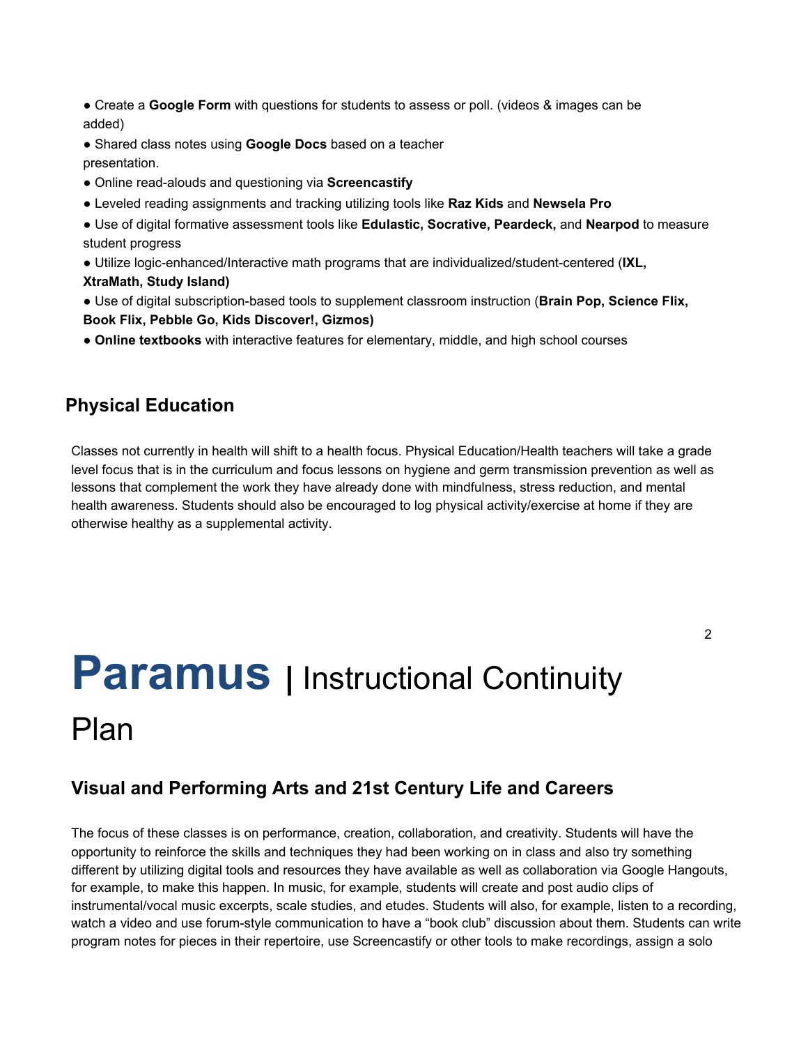- Create a **Google Form** with questions for students to assess or poll. (videos & images can be added)
- Shared class notes using **Google Docs** based on a teacher presentation.
- Online read-alouds and questioning via **Screencastify**
- Leveled reading assignments and tracking utilizing tools like **Raz Kids** and **Newsela Pro**
- Use of digital formative assessment tools like **Edulastic, Socrative, Peardeck,** and **Nearpod** to measure student progress
- Utilize logic-enhanced/Interactive math programs that are individualized/student-centered (**IXL, XtraMath, Study Island)**
- Use of digital subscription-based tools to supplement classroom instruction (**Brain Pop, Science Flix, Book Flix, Pebble Go, Kids Discover!, Gizmos)**
- **Online textbooks** with interactive features for elementary, middle, and high school courses

## Physical Education

Classes not currently in health will shift to a health focus. Physical Education/Health teachers will take a grade level focus that is in the curriculum and focus lessons on hygiene and germ transmission prevention as well as lessons that complement the work they have already done with mindfulness, stress reduction, and mental health awareness. Students should also be encouraged to log physical activity/exercise at home if they are otherwise healthy as a supplemental activity.

## Visual and Performing Arts and 21st Century Life and Careers

The focus of these classes is on performance, creation, collaboration, and creativity. Students will have the opportunity to reinforce the skills and techniques they had been working on in class and also try something different by utilizing digital tools and resources they have available as well as collaboration via Google Hangouts, for example, to make this happen. In music, for example, students will create and post audio clips of instrumental/vocal music excerpts, scale studies, and etudes. Students will also, for example, listen to a recording, watch a video and use forum-style communication to have a "book club" discussion about them. Students can write program notes for pieces in their repertoire, use Screencastify or other tools to make recordings, assign a solo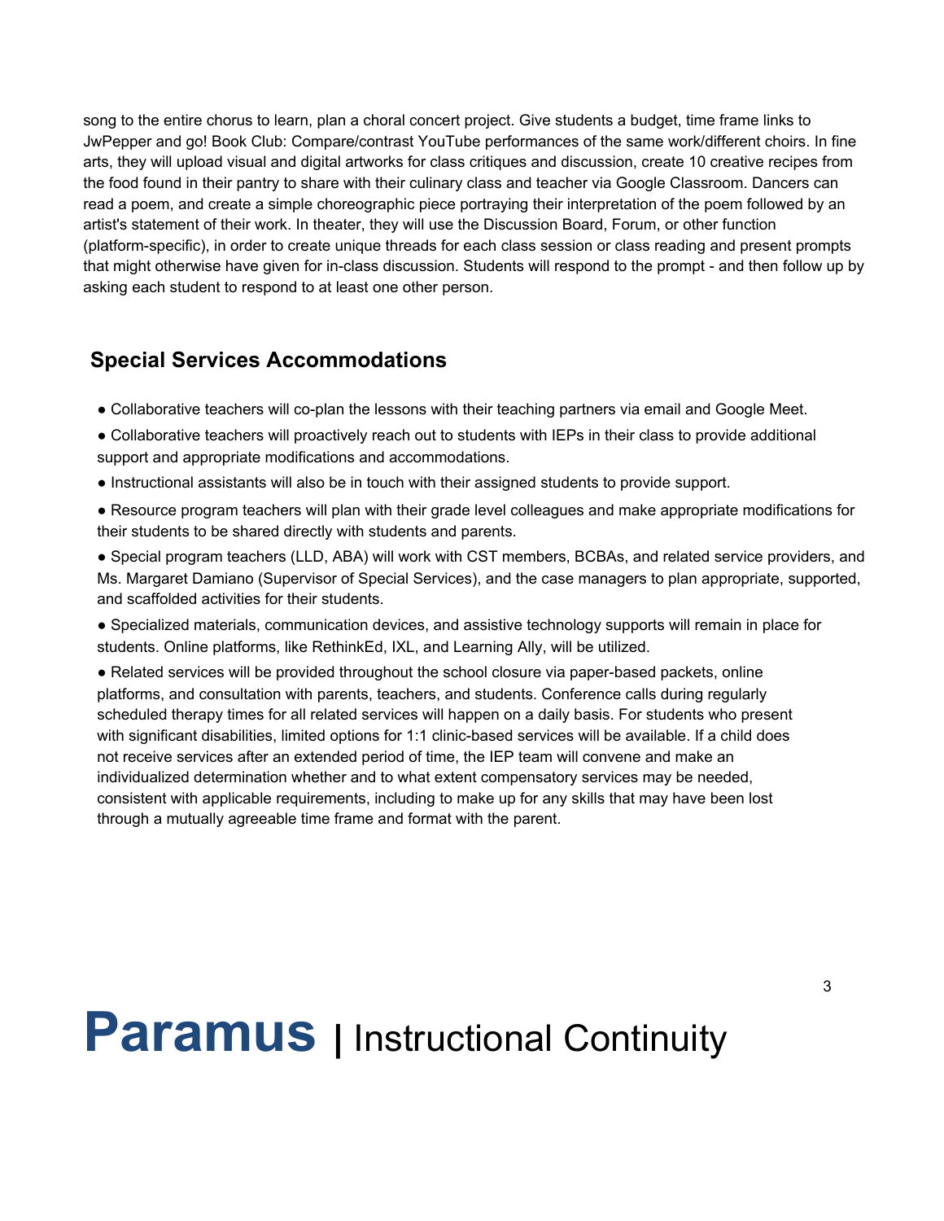song to the entire chorus to learn, plan a choral concert project. Give students a budget, time frame links to JwPepper and go! Book Club: Compare/contrast YouTube performances of the same work/different choirs. In fine arts, they will upload visual and digital artworks for class critiques and discussion, create 10 creative recipes from the food found in their pantry to share with their culinary class and teacher via Google Classroom. Dancers can read a poem, and create a simple choreographic piece portraying their interpretation of the poem followed by an artist's statement of their work. In theater, they will use the Discussion Board, Forum, or other function (platform-specific), in order to create unique threads for each class session or class reading and present prompts that might otherwise have given for in-class discussion. Students will respond to the prompt - and then follow up by asking each student to respond to at least one other person.

## Special Services Accommodations

- Collaborative teachers will co-plan the lessons with their teaching partners via email and Google Meet.
- Collaborative teachers will proactively reach out to students with IEPs in their class to provide additional support and appropriate modifications and accommodations.
- Instructional assistants will also be in touch with their assigned students to provide support.
- Resource program teachers will plan with their grade level colleagues and make appropriate modifications for their students to be shared directly with students and parents.
- Special program teachers (LLD, ABA) will work with CST members, BCBAs, and related service providers, and Ms. Margaret Damiano (Supervisor of Special Services), and the case managers to plan appropriate, supported, and scaffolded activities for their students.
- Specialized materials, communication devices, and assistive technology supports will remain in place for students. Online platforms, like RethinkEd, IXL, and Learning Ally, will be utilized.
- Related services will be provided throughout the school closure via paper-based packets, online platforms, and consultation with parents, teachers, and students. Conference calls during regularly scheduled therapy times for all related services will happen on a daily basis. For students who present with significant disabilities, limited options for 1:1 clinic-based services will be available. If a child does not receive services after an extended period of time, the IEP team will convene and make an individualized determination whether and to what extent compensatory services may be needed, consistent with applicable requirements, including to make up for any skills that may have been lost through a mutually agreeable time frame and format with the parent.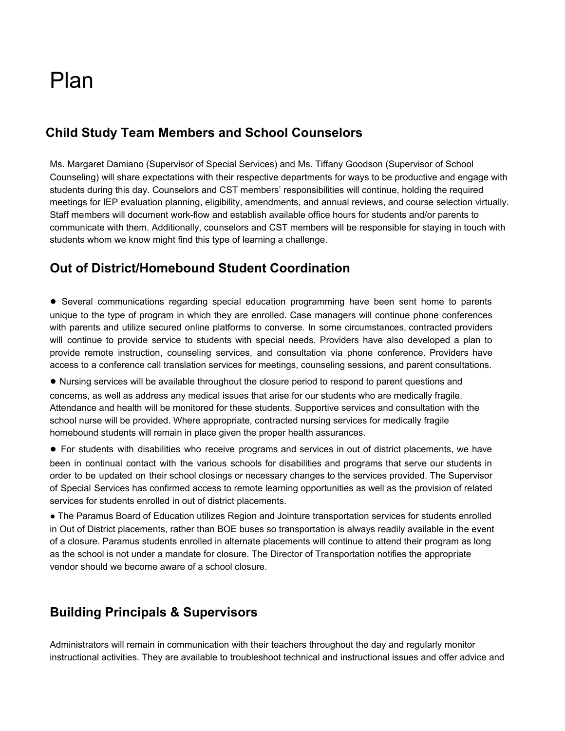# Plan

## Child Study Team Members and School Counselors

Ms. Margaret Damiano (Supervisor of Special Services) and Ms. Tiffany Goodson (Supervisor of School Counseling) will share expectations with their respective departments for ways to be productive and engage with students during this day. Counselors and CST members' responsibilities will continue, holding the required meetings for IEP evaluation planning, eligibility, amendments, and annual reviews, and course selection virtually. Staff members will document work-flow and establish available office hours for students and/or parents to communicate with them. Additionally, counselors and CST members will be responsible for staying in touch with students whom we know might find this type of learning a challenge.

## Out of District/Homebound Student Coordination

- Several communications regarding special education programming have been sent home to parents unique to the type of program in which they are enrolled. Case managers will continue phone conferences with parents and utilize secured online platforms to converse. In some circumstances, contracted providers will continue to provide service to students with special needs. Providers have also developed a plan to provide remote instruction, counseling services, and consultation via phone conference. Providers have access to a conference call translation services for meetings, counseling sessions, and parent consultations.
- Nursing services will be available throughout the closure period to respond to parent questions and concerns, as well as address any medical issues that arise for our students who are medically fragile. Attendance and health will be monitored for these students. Supportive services and consultation with the school nurse will be provided. Where appropriate, contracted nursing services for medically fragile homebound students will remain in place given the proper health assurances.
- For students with disabilities who receive programs and services in out of district placements, we have been in continual contact with the various schools for disabilities and programs that serve our students in order to be updated on their school closings or necessary changes to the services provided. The Supervisor of Special Services has confirmed access to remote learning opportunities as well as the provision of related services for students enrolled in out of district placements.
- The Paramus Board of Education utilizes Region and Jointure transportation services for students enrolled in Out of District placements, rather than BOE buses so transportation is always readily available in the event of a closure. Paramus students enrolled in alternate placements will continue to attend their program as long as the school is not under a mandate for closure. The Director of Transportation notifies the appropriate vendor should we become aware of a school closure.

## Building Principals & Supervisors

Administrators will remain in communication with their teachers throughout the day and regularly monitor instructional activities. They are available to troubleshoot technical and instructional issues and offer advice and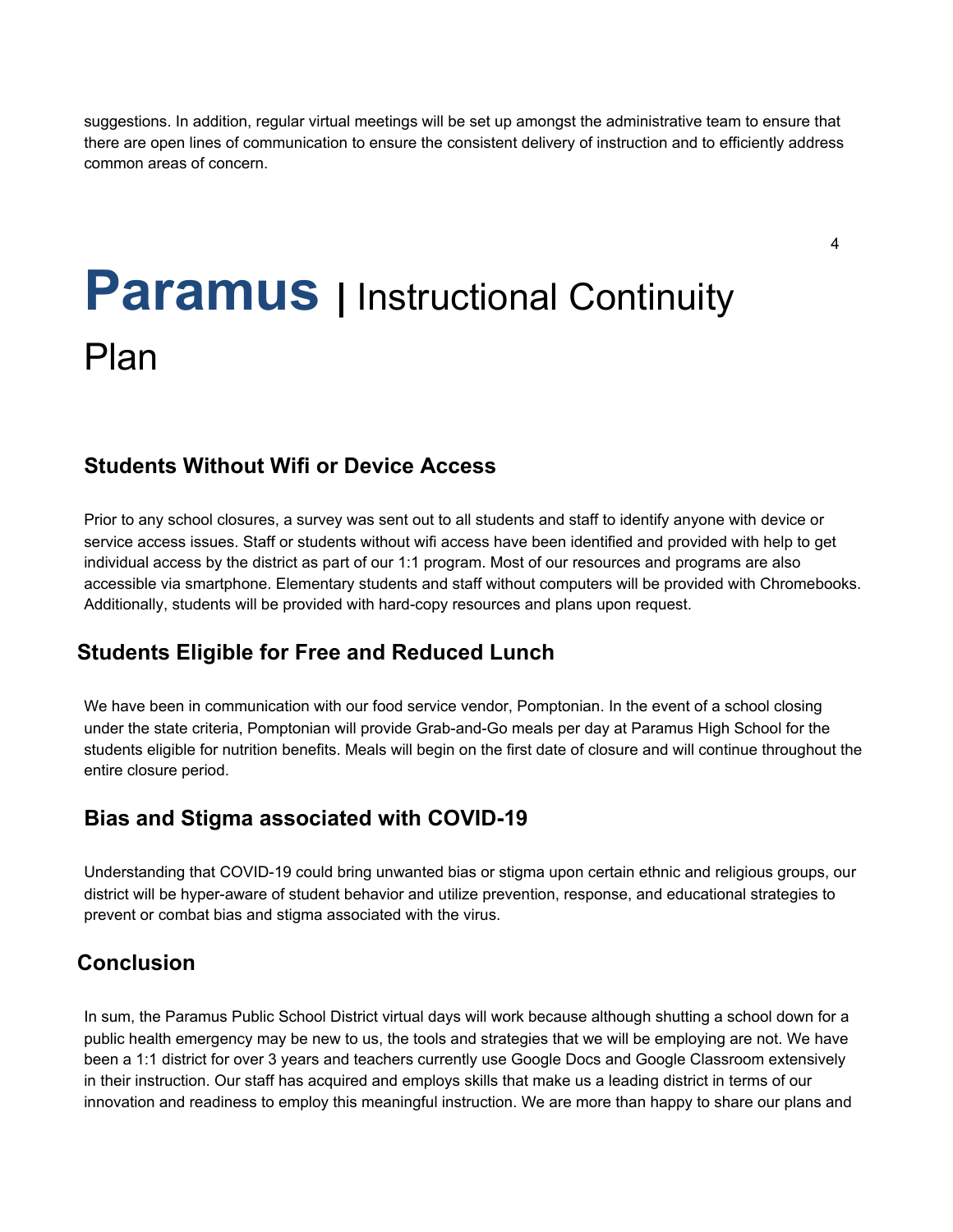suggestions. In addition, regular virtual meetings will be set up amongst the administrative team to ensure that there are open lines of communication to ensure the consistent delivery of instruction and to efficiently address common areas of concern.

# Paramus | Instructional Continuity Plan

### Students Without Wifi or Device Access

Prior to any school closures, a survey was sent out to all students and staff to identify anyone with device or service access issues. Staff or students without wifi access have been identified and provided with help to get individual access by the district as part of our 1:1 program. Most of our resources and programs are also accessible via smartphone. Elementary students and staff without computers will be provided with Chromebooks. Additionally, students will be provided with hard-copy resources and plans upon request.

### Students Eligible for Free and Reduced Lunch

We have been in communication with our food service vendor, Pomptonian. In the event of a school closing under the state criteria, Pomptonian will provide Grab-and-Go meals per day at Paramus High School for the students eligible for nutrition benefits. Meals will begin on the first date of closure and will continue throughout the entire closure period.

### Bias and Stigma associated with COVID-19

Understanding that COVID-19 could bring unwanted bias or stigma upon certain ethnic and religious groups, our district will be hyper-aware of student behavior and utilize prevention, response, and educational strategies to prevent or combat bias and stigma associated with the virus.

### Conclusion

In sum, the Paramus Public School District virtual days will work because although shutting a school down for a public health emergency may be new to us, the tools and strategies that we will be employing are not. We have been a 1:1 district for over 3 years and teachers currently use Google Docs and Google Classroom extensively in their instruction. Our staff has acquired and employs skills that make us a leading district in terms of our innovation and readiness to employ this meaningful instruction. We are more than happy to share our plans and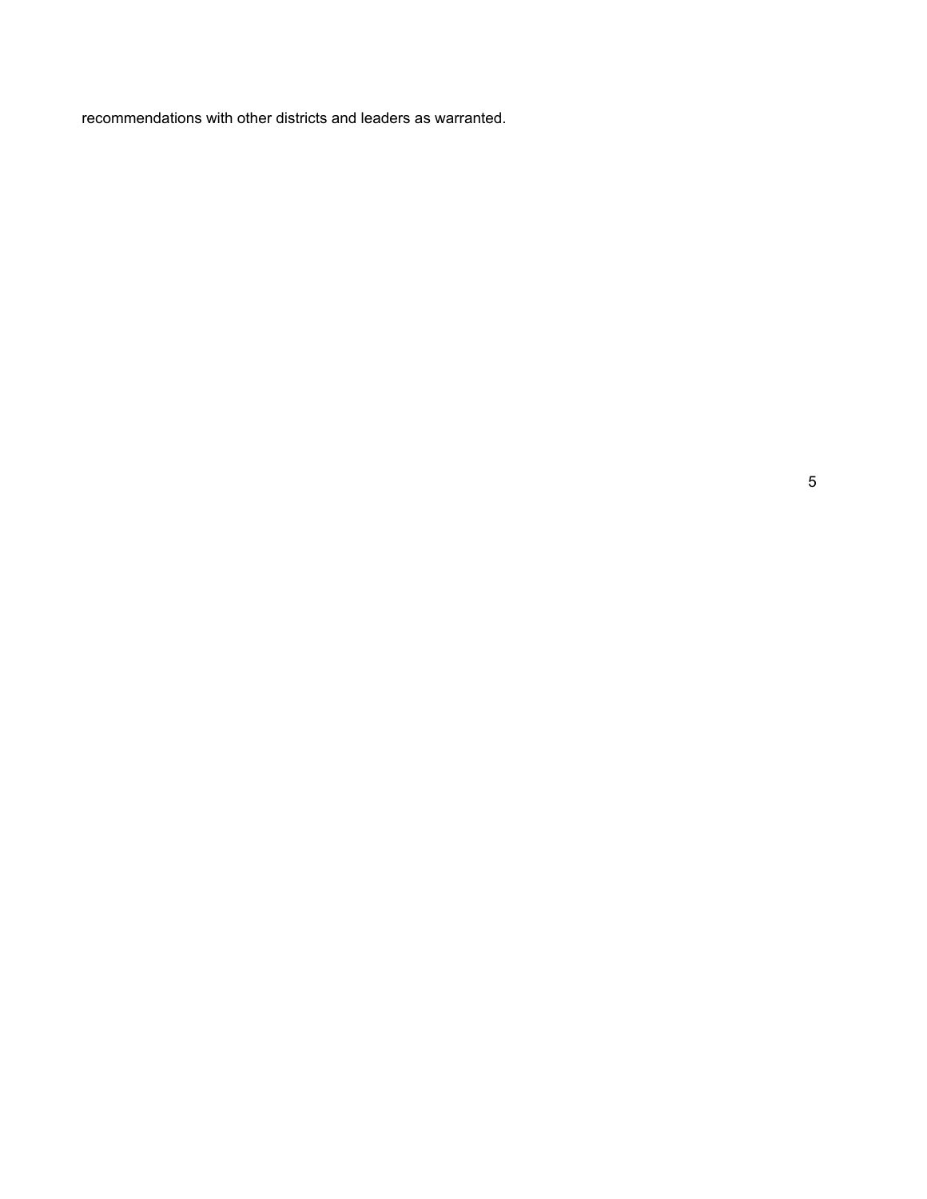recommendations with other districts and leaders as warranted.